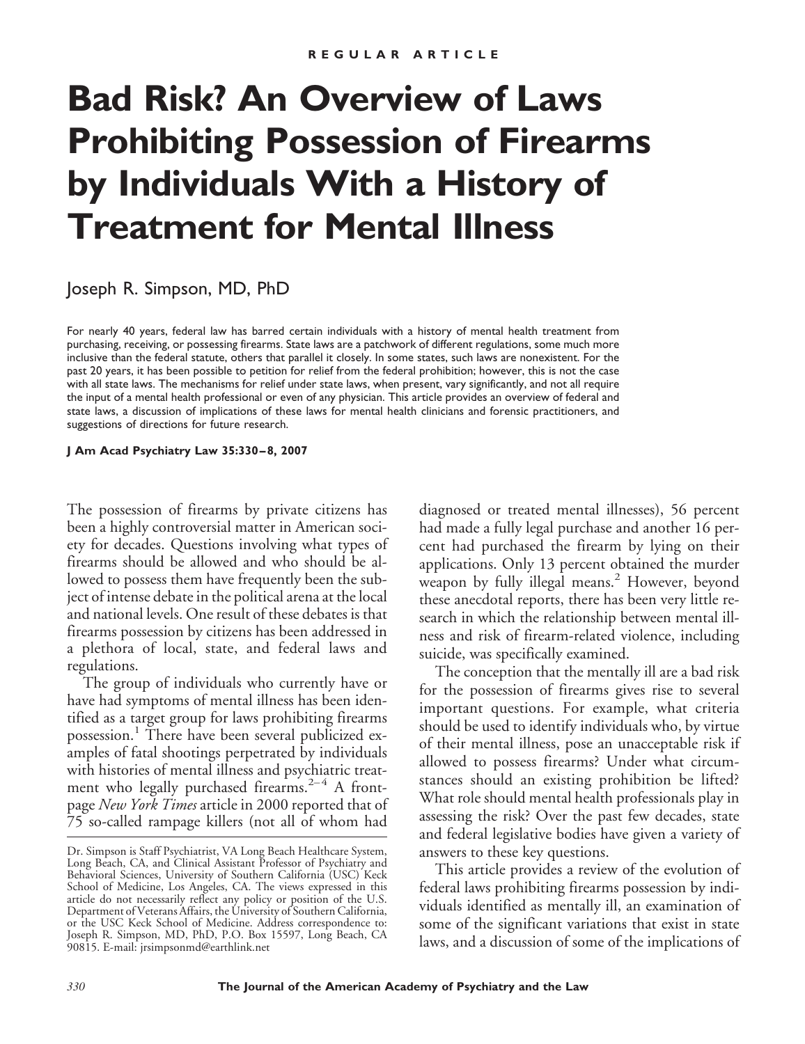REGULAR ARTICLE

# Bad Risk? An Overview of Laws Prohibiting Possession of Firearms by Individuals With a History of Treatment for Mental Illness

Joseph R. Simpson, MD, PhD

For nearly 40 years, federal law has barred certain individuals with a history of mental health treatment from purchasing, receiving, or possessing firearms. State laws are a patchwork of different regulations, some much more inclusive than the federal statute, others that parallel it closely. In some states, such laws are nonexistent. For the past 20 years, it has been possible to petition for relief from the federal prohibition; however, this is not the case with all state laws. The mechanisms for relief under state laws, when present, vary significantly, and not all require the input of a mental health professional or even of any physician. This article provides an overview of federal and state laws, a discussion of implications of these laws for mental health clinicians and forensic practitioners, and suggestions of directions for future research.

**J Am Acad Psychiatry Law 35:330–8, 2007**

The possession of firearms by private citizens has been a highly controversial matter in American society for decades. Questions involving what types of firearms should be allowed and who should be allowed to possess them have frequently been the subject of intense debate in the political arena at the local and national levels. One result of these debates is that firearms possession by citizens has been addressed in a plethora of local, state, and federal laws and regulations.

The group of individuals who currently have or have had symptoms of mental illness has been identified as a target group for laws prohibiting firearms possession.[1] There have been several publicized examples of fatal shootings perpetrated by individuals with histories of mental illness and psychiatric treatment who legally purchased firearms.[2–4] A front-page *New York Times* article in 2000 reported that of 75 so-called rampage killers (not all of whom had diagnosed or treated mental illnesses), 56 percent had made a fully legal purchase and another 16 percent had purchased the firearm by lying on their applications. Only 13 percent obtained the murder weapon by fully illegal means.[2] However, beyond these anecdotal reports, there has been very little research in which the relationship between mental illness and risk of firearm-related violence, including suicide, was specifically examined.

The conception that the mentally ill are a bad risk for the possession of firearms gives rise to several important questions. For example, what criteria should be used to identify individuals who, by virtue of their mental illness, pose an unacceptable risk if allowed to possess firearms? Under what circumstances should an existing prohibition be lifted? What role should mental health professionals play in assessing the risk? Over the past few decades, state and federal legislative bodies have given a variety of answers to these key questions.

This article provides a review of the evolution of federal laws prohibiting firearms possession by individuals identified as mentally ill, an examination of some of the significant variations that exist in state laws, and a discussion of some of the implications of

Dr. Simpson is Staff Psychiatrist, VA Long Beach Healthcare System, Long Beach, CA, and Clinical Assistant Professor of Psychiatry and Behavioral Sciences, University of Southern California (USC) Keck School of Medicine, Los Angeles, CA. The views expressed in this article do not necessarily reflect any policy or position of the U.S. Department of Veterans Affairs, the University of Southern California, or the USC Keck School of Medicine. Address correspondence to: Joseph R. Simpson, MD, PhD, P.O. Box 15597, Long Beach, CA 90815. E-mail: jrsimpsonmd@earthlink.net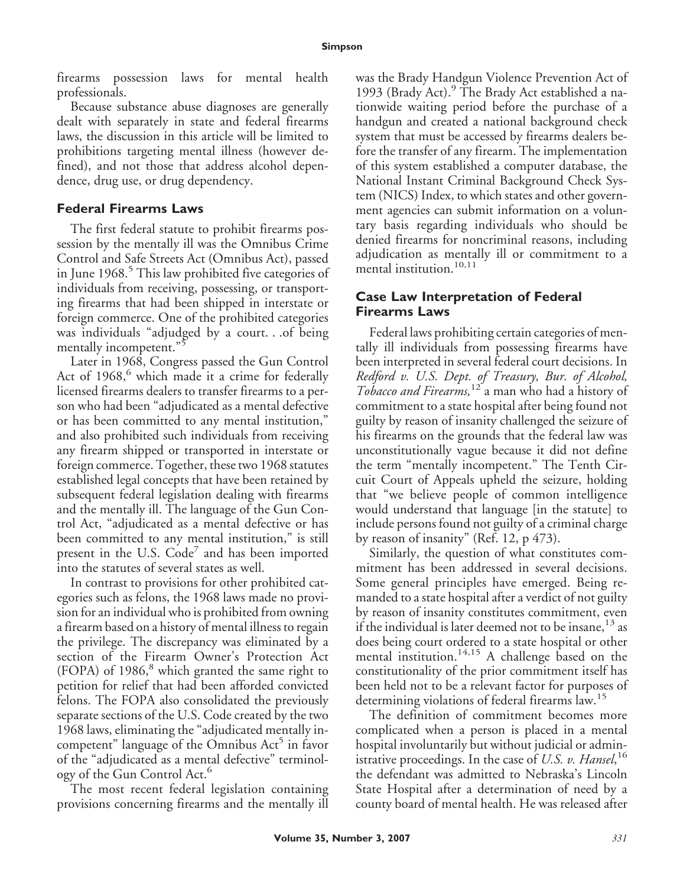firearms possession laws for mental health professionals.

Because substance abuse diagnoses are generally dealt with separately in state and federal firearms laws, the discussion in this article will be limited to prohibitions targeting mental illness (however defined), and not those that address alcohol dependence, drug use, or drug dependency.

## Federal Firearms Laws

The first federal statute to prohibit firearms possession by the mentally ill was the Omnibus Crime Control and Safe Streets Act (Omnibus Act), passed in June 1968.[5] This law prohibited five categories of individuals from receiving, possessing, or transporting firearms that had been shipped in interstate or foreign commerce. One of the prohibited categories was individuals "adjudged by a court. . .of being mentally incompetent."[5]

Later in 1968, Congress passed the Gun Control Act of 1968,[6] which made it a crime for federally licensed firearms dealers to transfer firearms to a person who had been "adjudicated as a mental defective or has been committed to any mental institution," and also prohibited such individuals from receiving any firearm shipped or transported in interstate or foreign commerce. Together, these two 1968 statutes established legal concepts that have been retained by subsequent federal legislation dealing with firearms and the mentally ill. The language of the Gun Control Act, "adjudicated as a mental defective or has been committed to any mental institution," is still present in the U.S. Code[7] and has been imported into the statutes of several states as well.

In contrast to provisions for other prohibited categories such as felons, the 1968 laws made no provision for an individual who is prohibited from owning a firearm based on a history of mental illness to regain the privilege. The discrepancy was eliminated by a section of the Firearm Owner's Protection Act (FOPA) of 1986,[8] which granted the same right to petition for relief that had been afforded convicted felons. The FOPA also consolidated the previously separate sections of the U.S. Code created by the two 1968 laws, eliminating the "adjudicated mentally incompetent" language of the Omnibus Act[5] in favor of the "adjudicated as a mental defective" terminology of the Gun Control Act.[6]

The most recent federal legislation containing provisions concerning firearms and the mentally ill was the Brady Handgun Violence Prevention Act of 1993 (Brady Act).[9] The Brady Act established a nationwide waiting period before the purchase of a handgun and created a national background check system that must be accessed by firearms dealers before the transfer of any firearm. The implementation of this system established a computer database, the National Instant Criminal Background Check System (NICS) Index, to which states and other government agencies can submit information on a voluntary basis regarding individuals who should be denied firearms for noncriminal reasons, including adjudication as mentally ill or commitment to a mental institution.[10,11]

## Case Law Interpretation of Federal Firearms Laws

Federal laws prohibiting certain categories of mentally ill individuals from possessing firearms have been interpreted in several federal court decisions. In *Redford v. U.S. Dept. of Treasury, Bur. of Alcohol, Tobacco and Firearms,*[12] a man who had a history of commitment to a state hospital after being found not guilty by reason of insanity challenged the seizure of his firearms on the grounds that the federal law was unconstitutionally vague because it did not define the term "mentally incompetent." The Tenth Circuit Court of Appeals upheld the seizure, holding that "we believe people of common intelligence would understand that language [in the statute] to include persons found not guilty of a criminal charge by reason of insanity" (Ref. 12, p 473).

Similarly, the question of what constitutes commitment has been addressed in several decisions. Some general principles have emerged. Being remanded to a state hospital after a verdict of not guilty by reason of insanity constitutes commitment, even if the individual is later deemed not to be insane,[13] as does being court ordered to a state hospital or other mental institution.[14,15] A challenge based on the constitutionality of the prior commitment itself has been held not to be a relevant factor for purposes of determining violations of federal firearms law.[15]

The definition of commitment becomes more complicated when a person is placed in a mental hospital involuntarily but without judicial or administrative proceedings. In the case of *U.S. v. Hansel*,[16] the defendant was admitted to Nebraska's Lincoln State Hospital after a determination of need by a county board of mental health. He was released after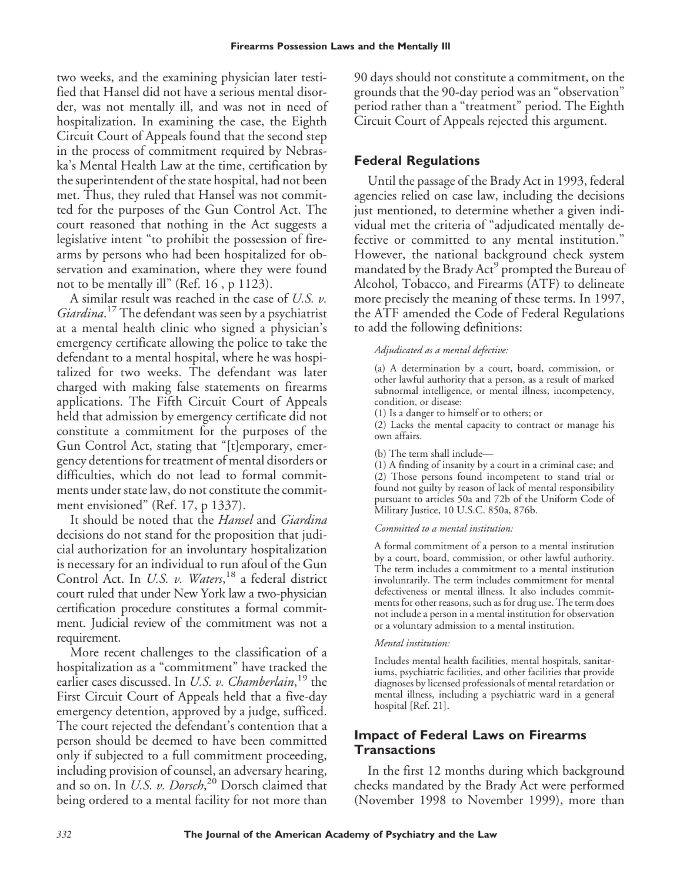two weeks, and the examining physician later testified that Hansel did not have a serious mental disorder, was not mentally ill, and was not in need of hospitalization. In examining the case, the Eighth Circuit Court of Appeals found that the second step in the process of commitment required by Nebraska's Mental Health Law at the time, certification by the superintendent of the state hospital, had not been met. Thus, they ruled that Hansel was not committed for the purposes of the Gun Control Act. The court reasoned that nothing in the Act suggests a legislative intent "to prohibit the possession of firearms by persons who had been hospitalized for observation and examination, where they were found not to be mentally ill" (Ref. 16 , p 1123).

A similar result was reached in the case of *U.S. v. Giardina*.[17] The defendant was seen by a psychiatrist at a mental health clinic who signed a physician's emergency certificate allowing the police to take the defendant to a mental hospital, where he was hospitalized for two weeks. The defendant was later charged with making false statements on firearms applications. The Fifth Circuit Court of Appeals held that admission by emergency certificate did not constitute a commitment for the purposes of the Gun Control Act, stating that "[t]emporary, emergency detentions for treatment of mental disorders or difficulties, which do not lead to formal commitments under state law, do not constitute the commitment envisioned" (Ref. 17, p 1337).

It should be noted that the *Hansel* and *Giardina* decisions do not stand for the proposition that judicial authorization for an involuntary hospitalization is necessary for an individual to run afoul of the Gun Control Act. In *U.S. v. Waters*,[18] a federal district court ruled that under New York law a two-physician certification procedure constitutes a formal commitment. Judicial review of the commitment was not a requirement.

More recent challenges to the classification of a hospitalization as a "commitment" have tracked the earlier cases discussed. In *U.S. v. Chamberlain*,[19] the First Circuit Court of Appeals held that a five-day emergency detention, approved by a judge, sufficed. The court rejected the defendant's contention that a person should be deemed to have been committed only if subjected to a full commitment proceeding, including provision of counsel, an adversary hearing, and so on. In *U.S. v. Dorsch*,[20] Dorsch claimed that being ordered to a mental facility for not more than 90 days should not constitute a commitment, on the grounds that the 90-day period was an "observation" period rather than a "treatment" period. The Eighth Circuit Court of Appeals rejected this argument.

## Federal Regulations

Until the passage of the Brady Act in 1993, federal agencies relied on case law, including the decisions just mentioned, to determine whether a given individual met the criteria of "adjudicated mentally defective or committed to any mental institution." However, the national background check system mandated by the Brady Act[9] prompted the Bureau of Alcohol, Tobacco, and Firearms (ATF) to delineate more precisely the meaning of these terms. In 1997, the ATF amended the Code of Federal Regulations to add the following definitions:

> *Adjudicated as a mental defective:*
>
> (a) A determination by a court, board, commission, or other lawful authority that a person, as a result of marked subnormal intelligence, or mental illness, incompetency, condition, or disease:
> (1) Is a danger to himself or to others; or
> (2) Lacks the mental capacity to contract or manage his own affairs.
>
> (b) The term shall include—
> (1) A finding of insanity by a court in a criminal case; and
> (2) Those persons found incompetent to stand trial or found not guilty by reason of lack of mental responsibility pursuant to articles 50a and 72b of the Uniform Code of Military Justice, 10 U.S.C. 850a, 876b.
>
> *Committed to a mental institution:*
>
> A formal commitment of a person to a mental institution by a court, board, commission, or other lawful authority. The term includes a commitment to a mental institution involuntarily. The term includes commitment for mental defectiveness or mental illness. It also includes commitments for other reasons, such as for drug use. The term does not include a person in a mental institution for observation or a voluntary admission to a mental institution.
>
> *Mental institution:*
>
> Includes mental health facilities, mental hospitals, sanitariums, psychiatric facilities, and other facilities that provide diagnoses by licensed professionals of mental retardation or mental illness, including a psychiatric ward in a general hospital [Ref. 21].

## Impact of Federal Laws on Firearms Transactions

In the first 12 months during which background checks mandated by the Brady Act were performed (November 1998 to November 1999), more than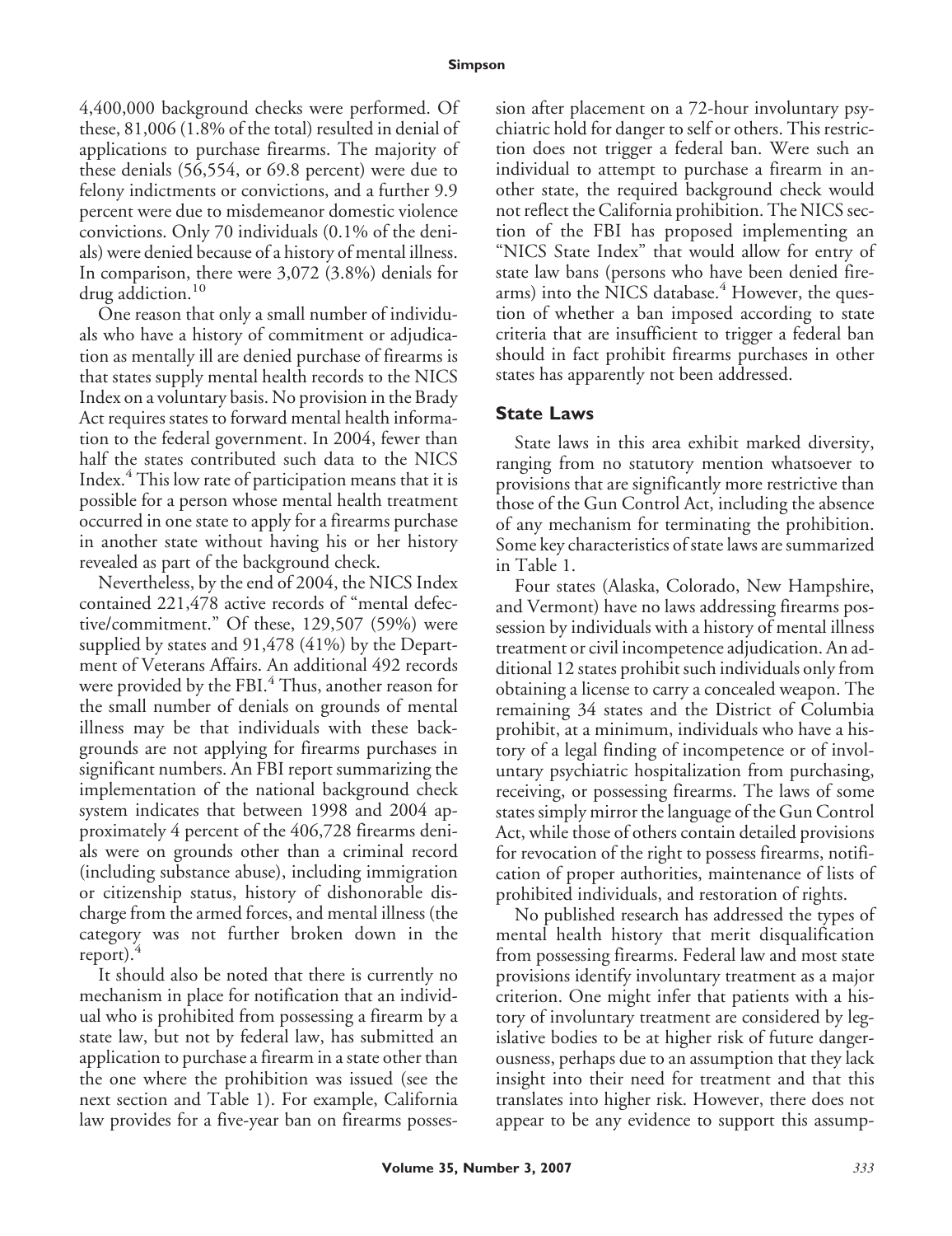4,400,000 background checks were performed. Of these, 81,006 (1.8% of the total) resulted in denial of applications to purchase firearms. The majority of these denials (56,554, or 69.8 percent) were due to felony indictments or convictions, and a further 9.9 percent were due to misdemeanor domestic violence convictions. Only 70 individuals (0.1% of the denials) were denied because of a history of mental illness. In comparison, there were 3,072 (3.8%) denials for drug addiction.[10]

One reason that only a small number of individuals who have a history of commitment or adjudication as mentally ill are denied purchase of firearms is that states supply mental health records to the NICS Index on a voluntary basis. No provision in the Brady Act requires states to forward mental health information to the federal government. In 2004, fewer than half the states contributed such data to the NICS Index.[4] This low rate of participation means that it is possible for a person whose mental health treatment occurred in one state to apply for a firearms purchase in another state without having his or her history revealed as part of the background check.

Nevertheless, by the end of 2004, the NICS Index contained 221,478 active records of "mental defective/commitment." Of these, 129,507 (59%) were supplied by states and 91,478 (41%) by the Department of Veterans Affairs. An additional 492 records were provided by the FBI.[4] Thus, another reason for the small number of denials on grounds of mental illness may be that individuals with these backgrounds are not applying for firearms purchases in significant numbers. An FBI report summarizing the implementation of the national background check system indicates that between 1998 and 2004 approximately 4 percent of the 406,728 firearms denials were on grounds other than a criminal record (including substance abuse), including immigration or citizenship status, history of dishonorable discharge from the armed forces, and mental illness (the category was not further broken down in the report).[4]

It should also be noted that there is currently no mechanism in place for notification that an individual who is prohibited from possessing a firearm by a state law, but not by federal law, has submitted an application to purchase a firearm in a state other than the one where the prohibition was issued (see the next section and Table 1). For example, California law provides for a five-year ban on firearms possession after placement on a 72-hour involuntary psychiatric hold for danger to self or others. This restriction does not trigger a federal ban. Were such an individual to attempt to purchase a firearm in another state, the required background check would not reflect the California prohibition. The NICS section of the FBI has proposed implementing an "NICS State Index" that would allow for entry of state law bans (persons who have been denied firearms) into the NICS database.[4] However, the question of whether a ban imposed according to state criteria that are insufficient to trigger a federal ban should in fact prohibit firearms purchases in other states has apparently not been addressed.

## State Laws

State laws in this area exhibit marked diversity, ranging from no statutory mention whatsoever to provisions that are significantly more restrictive than those of the Gun Control Act, including the absence of any mechanism for terminating the prohibition. Some key characteristics of state laws are summarized in Table 1.

Four states (Alaska, Colorado, New Hampshire, and Vermont) have no laws addressing firearms possession by individuals with a history of mental illness treatment or civil incompetence adjudication. An additional 12 states prohibit such individuals only from obtaining a license to carry a concealed weapon. The remaining 34 states and the District of Columbia prohibit, at a minimum, individuals who have a history of a legal finding of incompetence or of involuntary psychiatric hospitalization from purchasing, receiving, or possessing firearms. The laws of some states simply mirror the language of the Gun Control Act, while those of others contain detailed provisions for revocation of the right to possess firearms, notification of proper authorities, maintenance of lists of prohibited individuals, and restoration of rights.

No published research has addressed the types of mental health history that merit disqualification from possessing firearms. Federal law and most state provisions identify involuntary treatment as a major criterion. One might infer that patients with a history of involuntary treatment are considered by legislative bodies to be at higher risk of future dangerousness, perhaps due to an assumption that they lack insight into their need for treatment and that this translates into higher risk. However, there does not appear to be any evidence to support this assump-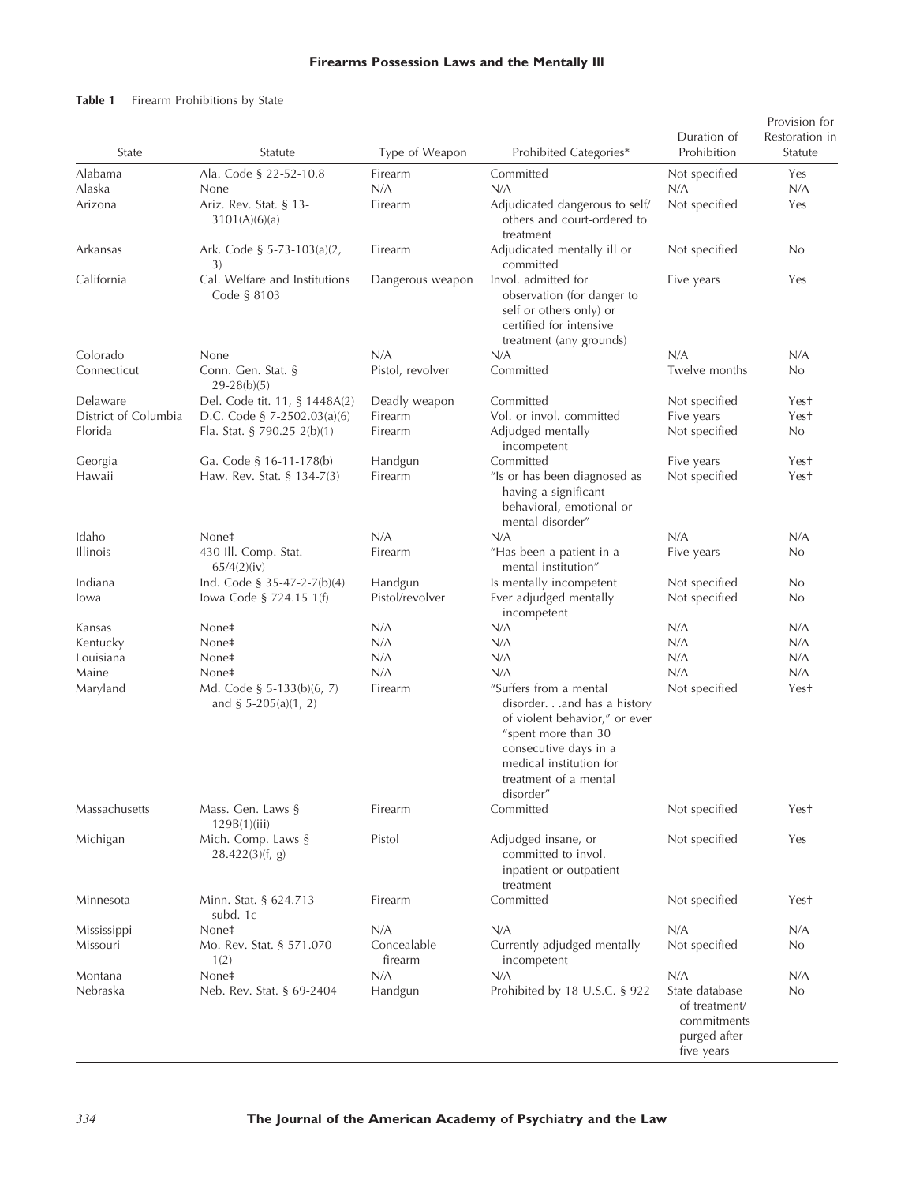**Table 1** Firearm Prohibitions by State

| State | Statute | Type of Weapon | Prohibited Categories* | Duration of Prohibition | Provision for Restoration in Statute |
|---|---|---|---|---|---|
| Alabama | Ala. Code § 22-52-10.8 | Firearm | Committed | Not specified | Yes |
| Alaska | None | N/A | N/A | N/A | N/A |
| Arizona | Ariz. Rev. Stat. § 13-3101(A)(6)(a) | Firearm | Adjudicated dangerous to self/others and court-ordered to treatment | Not specified | Yes |
| Arkansas | Ark. Code § 5-73-103(a)(2, 3) | Firearm | Adjudicated mentally ill or committed | Not specified | No |
| California | Cal. Welfare and Institutions Code § 8103 | Dangerous weapon | Invol. admitted for observation (for danger to self or others only) or certified for intensive treatment (any grounds) | Five years | Yes |
| Colorado | None | N/A | N/A | N/A | N/A |
| Connecticut | Conn. Gen. Stat. § 29-28(b)(5) | Pistol, revolver | Committed | Twelve months | No |
| Delaware | Del. Code tit. 11, § 1448A(2) | Deadly weapon | Committed | Not specified | Yes† |
| District of Columbia | D.C. Code § 7-2502.03(a)(6) | Firearm | Vol. or invol. committed | Five years | Yes† |
| Florida | Fla. Stat. § 790.25 2(b)(1) | Firearm | Adjudged mentally incompetent | Not specified | No |
| Georgia | Ga. Code § 16-11-178(b) | Handgun | Committed | Five years | Yes† |
| Hawaii | Haw. Rev. Stat. § 134-7(3) | Firearm | "Is or has been diagnosed as having a significant behavioral, emotional or mental disorder" | Not specified | Yes† |
| Idaho | None‡ | N/A | N/A | N/A | N/A |
| Illinois | 430 Ill. Comp. Stat. 65/4(2)(iv) | Firearm | "Has been a patient in a mental institution" | Five years | No |
| Indiana | Ind. Code § 35-47-2-7(b)(4) | Handgun | Is mentally incompetent | Not specified | No |
| Iowa | Iowa Code § 724.15 1(f) | Pistol/revolver | Ever adjudged mentally incompetent | Not specified | No |
| Kansas | None‡ | N/A | N/A | N/A | N/A |
| Kentucky | None‡ | N/A | N/A | N/A | N/A |
| Louisiana | None‡ | N/A | N/A | N/A | N/A |
| Maine | None‡ | N/A | N/A | N/A | N/A |
| Maryland | Md. Code § 5-133(b)(6, 7) and § 5-205(a)(1, 2) | Firearm | "Suffers from a mental disorder. . .and has a history of violent behavior," or ever "spent more than 30 consecutive days in a medical institution for treatment of a mental disorder" | Not specified | Yes† |
| Massachusetts | Mass. Gen. Laws § 129B(1)(iii) | Firearm | Committed | Not specified | Yes† |
| Michigan | Mich. Comp. Laws § 28.422(3)(f, g) | Pistol | Adjudged insane, or committed to invol. inpatient or outpatient treatment | Not specified | Yes |
| Minnesota | Minn. Stat. § 624.713 subd. 1c | Firearm | Committed | Not specified | Yes† |
| Mississippi | None‡ | N/A | N/A | N/A | N/A |
| Missouri | Mo. Rev. Stat. § 571.070 1(2) | Concealable firearm | Currently adjudged mentally incompetent | Not specified | No |
| Montana | None‡ | N/A | N/A | N/A | N/A |
| Nebraska | Neb. Rev. Stat. § 69-2404 | Handgun | Prohibited by 18 U.S.C. § 922 | State database of treatment/commitments purged after five years | No |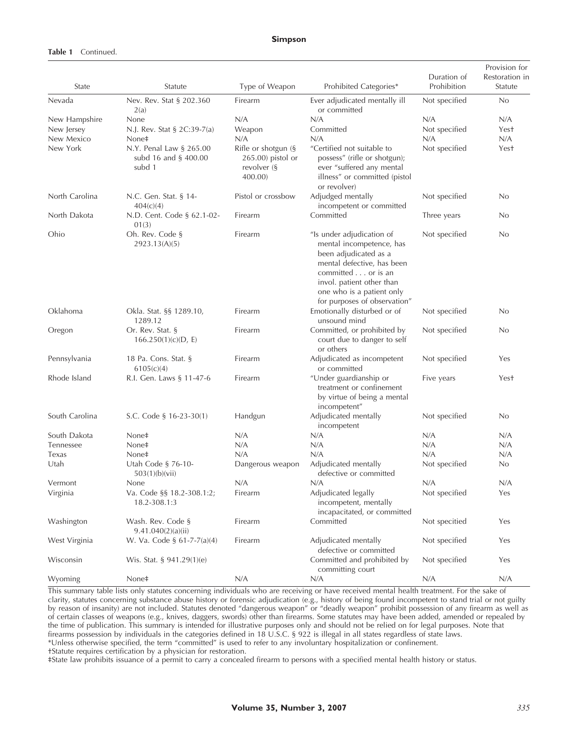**Table 1** Continued.

| State | Statute | Type of Weapon | Prohibited Categories* | Duration of Prohibition | Provision for Restoration in Statute |
|---|---|---|---|---|---|
| Nevada | Nev. Rev. Stat § 202.360 2(a) | Firearm | Ever adjudicated mentally ill or committed | Not specified | No |
| New Hampshire | None | N/A | N/A | N/A | N/A |
| New Jersey | N.J. Rev. Stat § 2C:39-7(a) | Weapon | Committed | Not specified | Yes† |
| New Mexico | None‡ | N/A | N/A | N/A | N/A |
| New York | N.Y. Penal Law § 265.00 subd 16 and § 400.00 subd 1 | Rifle or shotgun (§ 265.00) pistol or revolver (§ 400.00) | "Certified not suitable to possess" (rifle or shotgun); ever "suffered any mental illness" or committed (pistol or revolver) | Not specified | Yes† |
| North Carolina | N.C. Gen. Stat. § 14-404(c)(4) | Pistol or crossbow | Adjudged mentally incompetent or committed | Not specified | No |
| North Dakota | N.D. Cent. Code § 62.1-02-01(3) | Firearm | Committed | Three years | No |
| Ohio | Oh. Rev. Code § 2923.13(A)(5) | Firearm | "Is under adjudication of mental incompetence, has been adjudicated as a mental defective, has been committed . . . or is an invol. patient other than one who is a patient only for purposes of observation" | Not specified | No |
| Oklahoma | Okla. Stat. §§ 1289.10, 1289.12 | Firearm | Emotionally disturbed or of unsound mind | Not specified | No |
| Oregon | Or. Rev. Stat. § 166.250(1)(c)(D, E) | Firearm | Committed, or prohibited by court due to danger to self or others | Not specified | No |
| Pennsylvania | 18 Pa. Cons. Stat. § 6105(c)(4) | Firearm | Adjudicated as incompetent or committed | Not specified | Yes |
| Rhode Island | R.I. Gen. Laws § 11-47-6 | Firearm | "Under guardianship or treatment or confinement by virtue of being a mental incompetent" | Five years | Yes† |
| South Carolina | S.C. Code § 16-23-30(1) | Handgun | Adjudicated mentally incompetent | Not specified | No |
| South Dakota | None‡ | N/A | N/A | N/A | N/A |
| Tennessee | None‡ | N/A | N/A | N/A | N/A |
| Texas | None‡ | N/A | N/A | N/A | N/A |
| Utah | Utah Code § 76-10-503(1)(b)(vii) | Dangerous weapon | Adjudicated mentally defective or committed | Not specified | No |
| Vermont | None | N/A | N/A | N/A | N/A |
| Virginia | Va. Code §§ 18.2-308.1:2; 18.2-308.1:3 | Firearm | Adjudicated legally incompetent, mentally incapacitated, or committed | Not specified | Yes |
| Washington | Wash. Rev. Code § 9.41.040(2)(a)(ii) | Firearm | Committed | Not specified | Yes |
| West Virginia | W. Va. Code § 61-7-7(a)(4) | Firearm | Adjudicated mentally defective or committed | Not specified | Yes |
| Wisconsin | Wis. Stat. § 941.29(1)(e) | | Committed and prohibited by committing court | Not specified | Yes |
| Wyoming | None‡ | N/A | N/A | N/A | N/A |

This summary table lists only statutes concerning individuals who are receiving or have received mental health treatment. For the sake of clarity, statutes concerning substance abuse history or forensic adjudication (e.g., history of being found incompetent to stand trial or not guilty by reason of insanity) are not included. Statutes denoted "dangerous weapon" or "deadly weapon" prohibit possession of any firearm as well as of certain classes of weapons (e.g., knives, daggers, swords) other than firearms. Some statutes may have been added, amended or repealed by the time of publication. This summary is intended for illustrative purposes only and should not be relied on for legal purposes. Note that firearms possession by individuals in the categories defined in 18 U.S.C. § 922 is illegal in all states regardless of state laws.

*Unless otherwise specified, the term "committed" is used to refer to any involuntary hospitalization or confinement.

†Statute requires certification by a physician for restoration.

‡State law prohibits issuance of a permit to carry a concealed firearm to persons with a specified mental health history or status.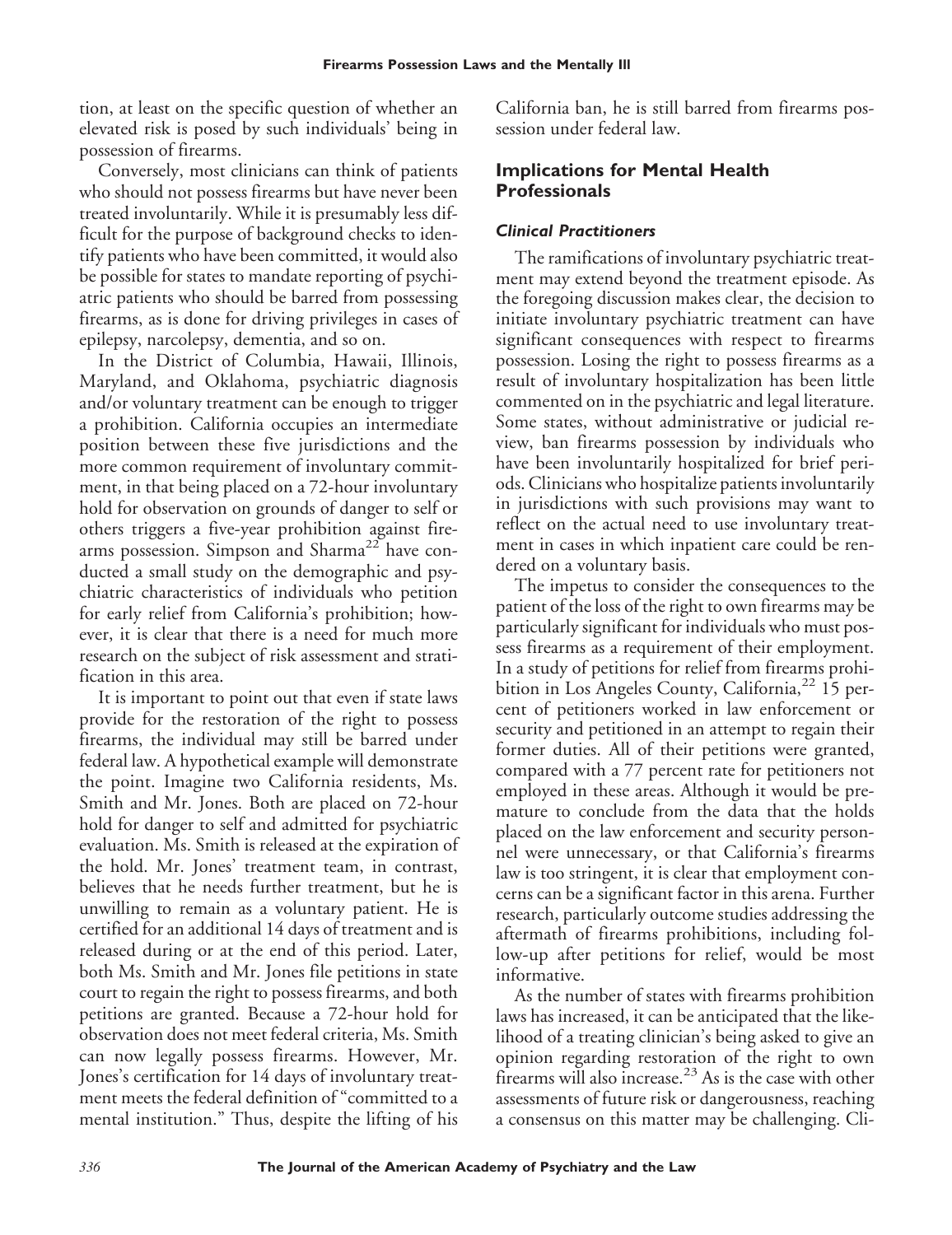tion, at least on the specific question of whether an elevated risk is posed by such individuals' being in possession of firearms.

Conversely, most clinicians can think of patients who should not possess firearms but have never been treated involuntarily. While it is presumably less difficult for the purpose of background checks to identify patients who have been committed, it would also be possible for states to mandate reporting of psychiatric patients who should be barred from possessing firearms, as is done for driving privileges in cases of epilepsy, narcolepsy, dementia, and so on.

In the District of Columbia, Hawaii, Illinois, Maryland, and Oklahoma, psychiatric diagnosis and/or voluntary treatment can be enough to trigger a prohibition. California occupies an intermediate position between these five jurisdictions and the more common requirement of involuntary commitment, in that being placed on a 72-hour involuntary hold for observation on grounds of danger to self or others triggers a five-year prohibition against firearms possession. Simpson and Sharma[22] have conducted a small study on the demographic and psychiatric characteristics of individuals who petition for early relief from California's prohibition; however, it is clear that there is a need for much more research on the subject of risk assessment and stratification in this area.

It is important to point out that even if state laws provide for the restoration of the right to possess firearms, the individual may still be barred under federal law. A hypothetical example will demonstrate the point. Imagine two California residents, Ms. Smith and Mr. Jones. Both are placed on 72-hour hold for danger to self and admitted for psychiatric evaluation. Ms. Smith is released at the expiration of the hold. Mr. Jones' treatment team, in contrast, believes that he needs further treatment, but he is unwilling to remain as a voluntary patient. He is certified for an additional 14 days of treatment and is released during or at the end of this period. Later, both Ms. Smith and Mr. Jones file petitions in state court to regain the right to possess firearms, and both petitions are granted. Because a 72-hour hold for observation does not meet federal criteria, Ms. Smith can now legally possess firearms. However, Mr. Jones's certification for 14 days of involuntary treatment meets the federal definition of "committed to a mental institution." Thus, despite the lifting of his California ban, he is still barred from firearms possession under federal law.

## Implications for Mental Health Professionals

### *Clinical Practitioners*

The ramifications of involuntary psychiatric treatment may extend beyond the treatment episode. As the foregoing discussion makes clear, the decision to initiate involuntary psychiatric treatment can have significant consequences with respect to firearms possession. Losing the right to possess firearms as a result of involuntary hospitalization has been little commented on in the psychiatric and legal literature. Some states, without administrative or judicial review, ban firearms possession by individuals who have been involuntarily hospitalized for brief periods. Clinicians who hospitalize patients involuntarily in jurisdictions with such provisions may want to reflect on the actual need to use involuntary treatment in cases in which inpatient care could be rendered on a voluntary basis.

The impetus to consider the consequences to the patient of the loss of the right to own firearms may be particularly significant for individuals who must possess firearms as a requirement of their employment. In a study of petitions for relief from firearms prohibition in Los Angeles County, California,[22] 15 percent of petitioners worked in law enforcement or security and petitioned in an attempt to regain their former duties. All of their petitions were granted, compared with a 77 percent rate for petitioners not employed in these areas. Although it would be premature to conclude from the data that the holds placed on the law enforcement and security personnel were unnecessary, or that California's firearms law is too stringent, it is clear that employment concerns can be a significant factor in this arena. Further research, particularly outcome studies addressing the aftermath of firearms prohibitions, including follow-up after petitions for relief, would be most informative.

As the number of states with firearms prohibition laws has increased, it can be anticipated that the likelihood of a treating clinician's being asked to give an opinion regarding restoration of the right to own firearms will also increase.[23] As is the case with other assessments of future risk or dangerousness, reaching a consensus on this matter may be challenging. Cli-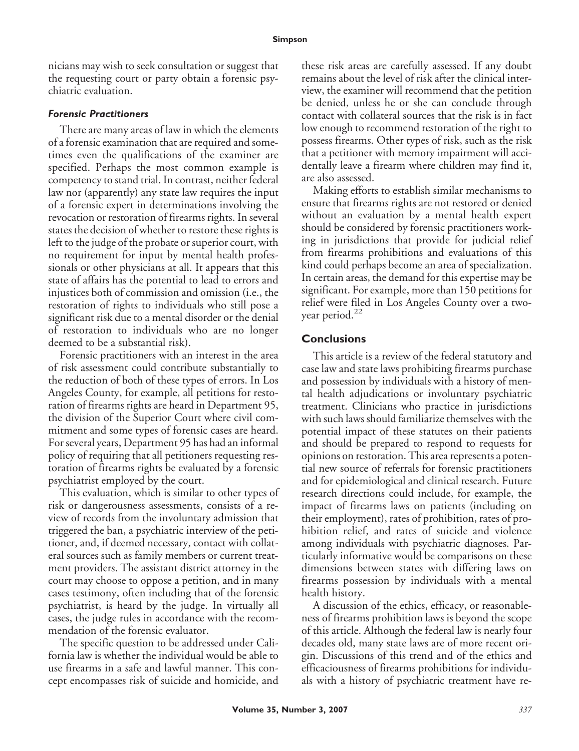nicians may wish to seek consultation or suggest that the requesting court or party obtain a forensic psychiatric evaluation.

### *Forensic Practitioners*

There are many areas of law in which the elements of a forensic examination that are required and sometimes even the qualifications of the examiner are specified. Perhaps the most common example is competency to stand trial. In contrast, neither federal law nor (apparently) any state law requires the input of a forensic expert in determinations involving the revocation or restoration of firearms rights. In several states the decision of whether to restore these rights is left to the judge of the probate or superior court, with no requirement for input by mental health professionals or other physicians at all. It appears that this state of affairs has the potential to lead to errors and injustices both of commission and omission (i.e., the restoration of rights to individuals who still pose a significant risk due to a mental disorder or the denial of restoration to individuals who are no longer deemed to be a substantial risk).

Forensic practitioners with an interest in the area of risk assessment could contribute substantially to the reduction of both of these types of errors. In Los Angeles County, for example, all petitions for restoration of firearms rights are heard in Department 95, the division of the Superior Court where civil commitment and some types of forensic cases are heard. For several years, Department 95 has had an informal policy of requiring that all petitioners requesting restoration of firearms rights be evaluated by a forensic psychiatrist employed by the court.

This evaluation, which is similar to other types of risk or dangerousness assessments, consists of a review of records from the involuntary admission that triggered the ban, a psychiatric interview of the petitioner, and, if deemed necessary, contact with collateral sources such as family members or current treatment providers. The assistant district attorney in the court may choose to oppose a petition, and in many cases testimony, often including that of the forensic psychiatrist, is heard by the judge. In virtually all cases, the judge rules in accordance with the recommendation of the forensic evaluator.

The specific question to be addressed under California law is whether the individual would be able to use firearms in a safe and lawful manner. This concept encompasses risk of suicide and homicide, and these risk areas are carefully assessed. If any doubt remains about the level of risk after the clinical interview, the examiner will recommend that the petition be denied, unless he or she can conclude through contact with collateral sources that the risk is in fact low enough to recommend restoration of the right to possess firearms. Other types of risk, such as the risk that a petitioner with memory impairment will accidentally leave a firearm where children may find it, are also assessed.

Making efforts to establish similar mechanisms to ensure that firearms rights are not restored or denied without an evaluation by a mental health expert should be considered by forensic practitioners working in jurisdictions that provide for judicial relief from firearms prohibitions and evaluations of this kind could perhaps become an area of specialization. In certain areas, the demand for this expertise may be significant. For example, more than 150 petitions for relief were filed in Los Angeles County over a two-year period.[22]

## Conclusions

This article is a review of the federal statutory and case law and state laws prohibiting firearms purchase and possession by individuals with a history of mental health adjudications or involuntary psychiatric treatment. Clinicians who practice in jurisdictions with such laws should familiarize themselves with the potential impact of these statutes on their patients and should be prepared to respond to requests for opinions on restoration. This area represents a potential new source of referrals for forensic practitioners and for epidemiological and clinical research. Future research directions could include, for example, the impact of firearms laws on patients (including on their employment), rates of prohibition, rates of prohibition relief, and rates of suicide and violence among individuals with psychiatric diagnoses. Particularly informative would be comparisons on these dimensions between states with differing laws on firearms possession by individuals with a mental health history.

A discussion of the ethics, efficacy, or reasonableness of firearms prohibition laws is beyond the scope of this article. Although the federal law is nearly four decades old, many state laws are of more recent origin. Discussions of this trend and of the ethics and efficaciousness of firearms prohibitions for individuals with a history of psychiatric treatment have re-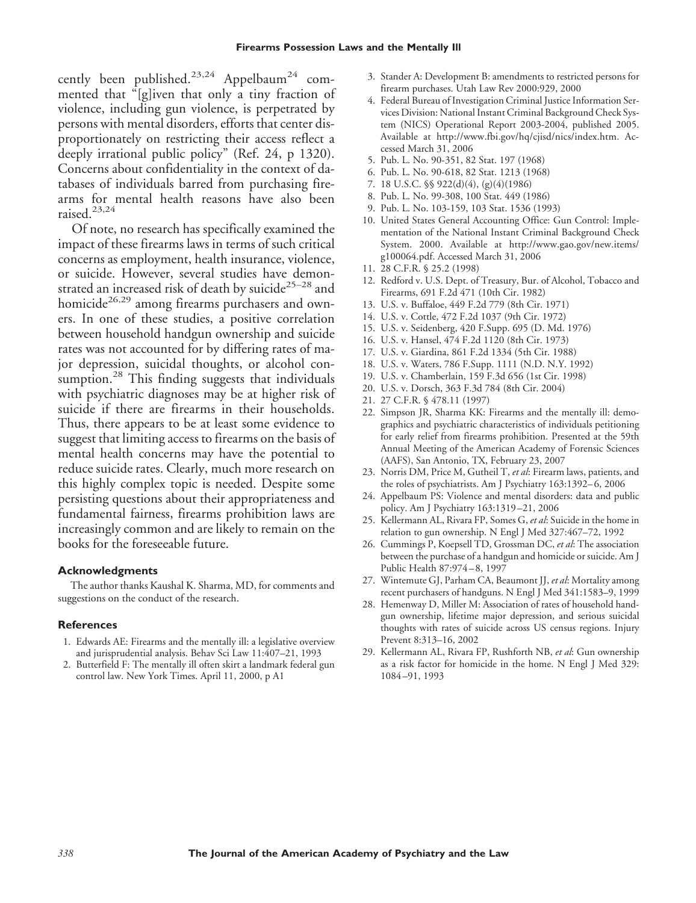cently been published.[23,24] Appelbaum[24] commented that "[g]iven that only a tiny fraction of violence, including gun violence, is perpetrated by persons with mental disorders, efforts that center disproportionately on restricting their access reflect a deeply irrational public policy" (Ref. 24, p 1320). Concerns about confidentiality in the context of databases of individuals barred from purchasing firearms for mental health reasons have also been raised.[23,24]

Of note, no research has specifically examined the impact of these firearms laws in terms of such critical concerns as employment, health insurance, violence, or suicide. However, several studies have demonstrated an increased risk of death by suicide[25–28] and homicide[26,29] among firearms purchasers and owners. In one of these studies, a positive correlation between household handgun ownership and suicide rates was not accounted for by differing rates of major depression, suicidal thoughts, or alcohol consumption.[28] This finding suggests that individuals with psychiatric diagnoses may be at higher risk of suicide if there are firearms in their households. Thus, there appears to be at least some evidence to suggest that limiting access to firearms on the basis of mental health concerns may have the potential to reduce suicide rates. Clearly, much more research on this highly complex topic is needed. Despite some persisting questions about their appropriateness and fundamental fairness, firearms prohibition laws are increasingly common and are likely to remain on the books for the foreseeable future.

## Acknowledgments

The author thanks Kaushal K. Sharma, MD, for comments and suggestions on the conduct of the research.

## References

1. Edwards AE: Firearms and the mentally ill: a legislative overview and jurisprudential analysis. Behav Sci Law 11:407–21, 1993
2. Butterfield F: The mentally ill often skirt a landmark federal gun control law. New York Times. April 11, 2000, p A1
3. Stander A: Development B: amendments to restricted persons for firearm purchases. Utah Law Rev 2000:929, 2000
4. Federal Bureau of Investigation Criminal Justice Information Services Division: National Instant Criminal Background Check System (NICS) Operational Report 2003-2004, published 2005. Available at http://www.fbi.gov/hq/cjisd/nics/index.htm. Accessed March 31, 2006
5. Pub. L. No. 90-351, 82 Stat. 197 (1968)
6. Pub. L. No. 90-618, 82 Stat. 1213 (1968)
7. 18 U.S.C. §§ 922(d)(4), (g)(4)(1986)
8. Pub. L. No. 99-308, 100 Stat. 449 (1986)
9. Pub. L. No. 103-159, 103 Stat. 1536 (1993)
10. United States General Accounting Office: Gun Control: Implementation of the National Instant Criminal Background Check System. 2000. Available at http://www.gao.gov/new.items/g100064.pdf. Accessed March 31, 2006
11. 28 C.F.R. § 25.2 (1998)
12. Redford v. U.S. Dept. of Treasury, Bur. of Alcohol, Tobacco and Firearms, 691 F.2d 471 (10th Cir. 1982)
13. U.S. v. Buffaloe, 449 F.2d 779 (8th Cir. 1971)
14. U.S. v. Cottle, 472 F.2d 1037 (9th Cir. 1972)
15. U.S. v. Seidenberg, 420 F.Supp. 695 (D. Md. 1976)
16. U.S. v. Hansel, 474 F.2d 1120 (8th Cir. 1973)
17. U.S. v. Giardina, 861 F.2d 1334 (5th Cir. 1988)
18. U.S. v. Waters, 786 F.Supp. 1111 (N.D. N.Y. 1992)
19. U.S. v. Chamberlain, 159 F.3d 656 (1st Cir. 1998)
20. U.S. v. Dorsch, 363 F.3d 784 (8th Cir. 2004)
21. 27 C.F.R. § 478.11 (1997)
22. Simpson JR, Sharma KK: Firearms and the mentally ill: demographics and psychiatric characteristics of individuals petitioning for early relief from firearms prohibition. Presented at the 59th Annual Meeting of the American Academy of Forensic Sciences (AAFS), San Antonio, TX, February 23, 2007
23. Norris DM, Price M, Gutheil T, *et al*: Firearm laws, patients, and the roles of psychiatrists. Am J Psychiatry 163:1392–6, 2006
24. Appelbaum PS: Violence and mental disorders: data and public policy. Am J Psychiatry 163:1319–21, 2006
25. Kellermann AL, Rivara FP, Somes G, *et al*: Suicide in the home in relation to gun ownership. N Engl J Med 327:467–72, 1992
26. Cummings P, Koepsell TD, Grossman DC, *et al*: The association between the purchase of a handgun and homicide or suicide. Am J Public Health 87:974–8, 1997
27. Wintemute GJ, Parham CA, Beaumont JJ, *et al*: Mortality among recent purchasers of handguns. N Engl J Med 341:1583–9, 1999
28. Hemenway D, Miller M: Association of rates of household handgun ownership, lifetime major depression, and serious suicidal thoughts with rates of suicide across US census regions. Injury Prevent 8:313–16, 2002
29. Kellermann AL, Rivara FP, Rushforth NB, *et al*: Gun ownership as a risk factor for homicide in the home. N Engl J Med 329:1084–91, 1993